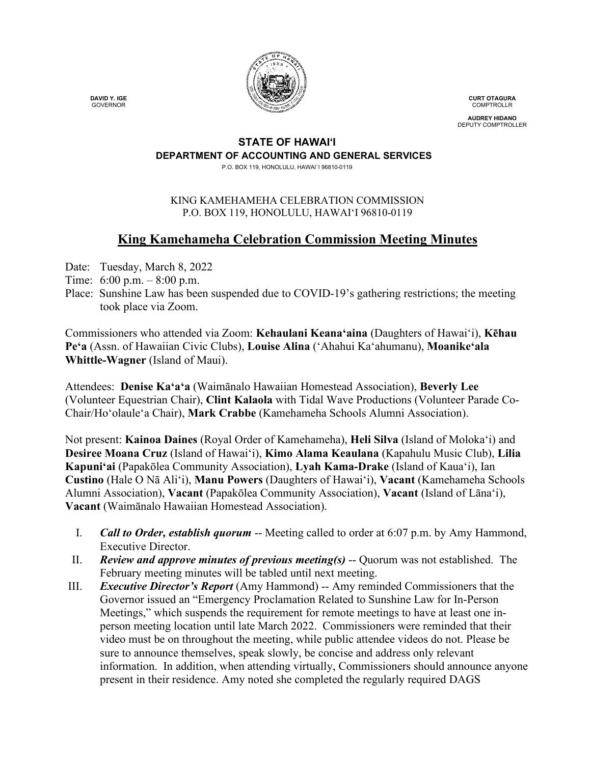DAVID Y. IGE
GOVERNOR

CURT OTAGURA
COMPTROLLR

AUDREY HIDANO
DEPUTY COMPTROLLER

**STATE OF HAWAIʻI**
**DEPARTMENT OF ACCOUNTING AND GENERAL SERVICES**
P.O. BOX 119, HONOLULU, HAWAIʻI 96810-0119

KING KAMEHAMEHA CELEBRATION COMMISSION
P.O. BOX 119, HONOLULU, HAWAIʻI 96810-0119

# King Kamehameha Celebration Commission Meeting Minutes

Date: Tuesday, March 8, 2022
Time: 6:00 p.m. – 8:00 p.m.
Place: Sunshine Law has been suspended due to COVID-19's gathering restrictions; the meeting took place via Zoom.

Commissioners who attended via Zoom: **Kehaulani Keanaʻaina** (Daughters of Hawaiʻi), **Kēhau Peʻa** (Assn. of Hawaiian Civic Clubs), **Louise Alina** (ʻAhahui Kaʻahumanu), **Moanikeʻala Whittle-Wagner** (Island of Maui).

Attendees: **Denise Kaʻaʻa** (Waimānalo Hawaiian Homestead Association), **Beverly Lee** (Volunteer Equestrian Chair), **Clint Kalaola** with Tidal Wave Productions (Volunteer Parade Co-Chair/Hoʻolauleʻa Chair), **Mark Crabbe** (Kamehameha Schools Alumni Association).

Not present: **Kainoa Daines** (Royal Order of Kamehameha), **Heli Silva** (Island of Molokaʻi) and **Desiree Moana Cruz** (Island of Hawaiʻi), **Kimo Alama Keaulana** (Kapahulu Music Club), **Lilia Kapuniʻai** (Papakōlea Community Association), **Lyah Kama-Drake** (Island of Kauaʻi), Ian **Custino** (Hale O Nā Aliʻi), **Manu Powers** (Daughters of Hawaiʻi), **Vacant** (Kamehameha Schools Alumni Association), **Vacant** (Papakōlea Community Association), **Vacant** (Island of Lānaʻi), **Vacant** (Waimānalo Hawaiian Homestead Association).

I. ***Call to Order, establish quorum*** -- Meeting called to order at 6:07 p.m. by Amy Hammond, Executive Director.

II. ***Review and approve minutes of previous meeting(s)*** -- Quorum was not established. The February meeting minutes will be tabled until next meeting.

III. ***Executive Director's Report*** (Amy Hammond) -- Amy reminded Commissioners that the Governor issued an "Emergency Proclamation Related to Sunshine Law for In-Person Meetings," which suspends the requirement for remote meetings to have at least one in-person meeting location until late March 2022. Commissioners were reminded that their video must be on throughout the meeting, while public attendee videos do not. Please be sure to announce themselves, speak slowly, be concise and address only relevant information. In addition, when attending virtually, Commissioners should announce anyone present in their residence. Amy noted she completed the regularly required DAGS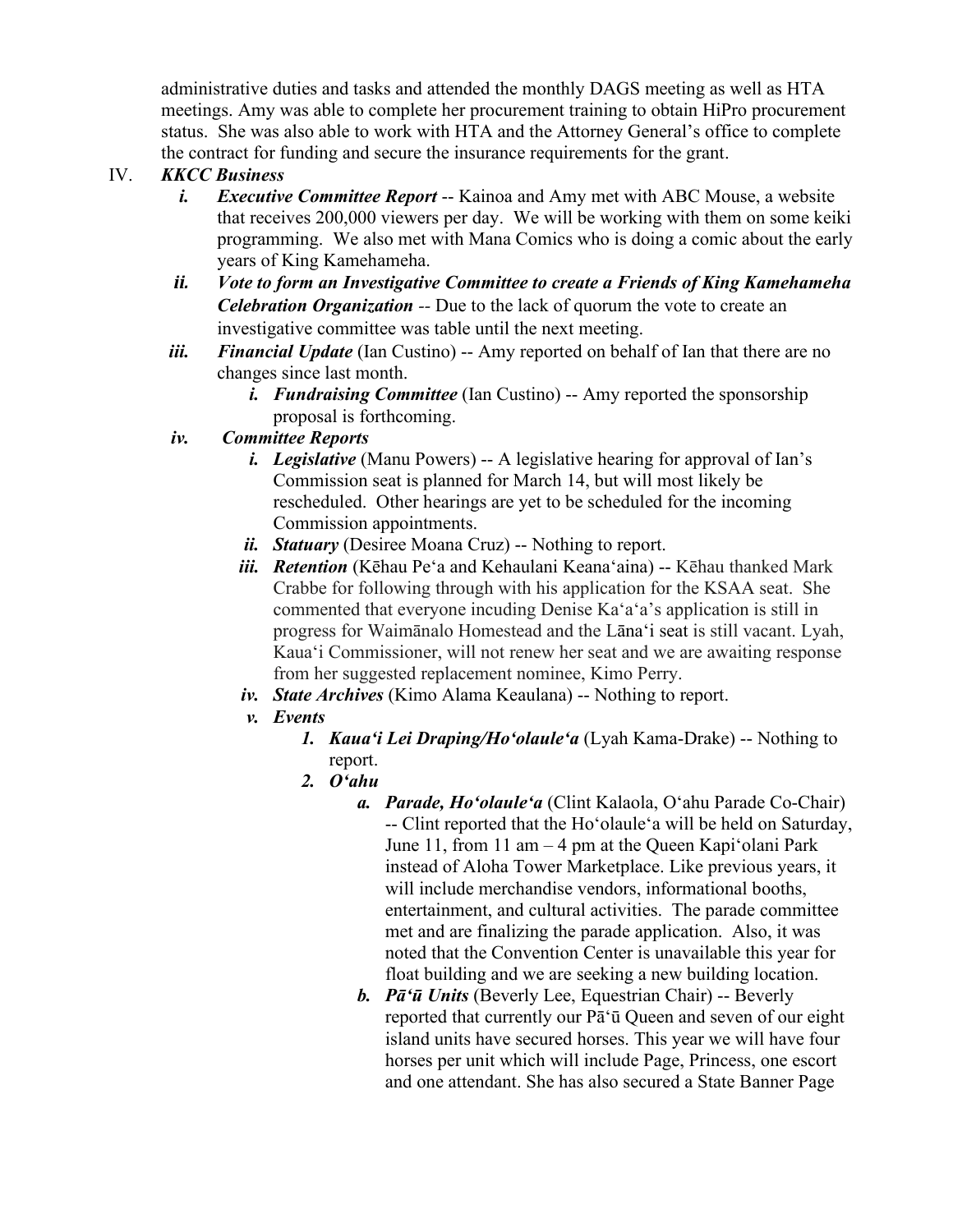administrative duties and tasks and attended the monthly DAGS meeting as well as HTA meetings. Amy was able to complete her procurement training to obtain HiPro procurement status. She was also able to work with HTA and the Attorney General's office to complete the contract for funding and secure the insurance requirements for the grant.

IV. ***KKCC Business***

   i. ***Executive Committee Report*** -- Kainoa and Amy met with ABC Mouse, a website that receives 200,000 viewers per day. We will be working with them on some keiki programming. We also met with Mana Comics who is doing a comic about the early years of King Kamehameha.

   ii. ***Vote to form an Investigative Committee to create a Friends of King Kamehameha Celebration Organization*** -- Due to the lack of quorum the vote to create an investigative committee was table until the next meeting.

   iii. ***Financial Update*** (Ian Custino) -- Amy reported on behalf of Ian that there are no changes since last month.

      i. ***Fundraising Committee*** (Ian Custino) -- Amy reported the sponsorship proposal is forthcoming.

   iv. ***Committee Reports***

      i. ***Legislative*** (Manu Powers) -- A legislative hearing for approval of Ian's Commission seat is planned for March 14, but will most likely be rescheduled. Other hearings are yet to be scheduled for the incoming Commission appointments.

      ii. ***Statuary*** (Desiree Moana Cruz) -- Nothing to report.

      iii. ***Retention*** (Kēhau Pe'a and Kehaulani Keana'aina) -- Kēhau thanked Mark Crabbe for following through with his application for the KSAA seat. She commented that everyone incuding Denise Ka'a'a's application is still in progress for Waimānalo Homestead and the Lāna'i seat is still vacant. Lyah, Kaua'i Commissioner, will not renew her seat and we are awaiting response from her suggested replacement nominee, Kimo Perry.

      iv. ***State Archives*** (Kimo Alama Keaulana) -- Nothing to report.

      v. ***Events***

         1. ***Kaua'i Lei Draping/Ho'olaule'a*** (Lyah Kama-Drake) -- Nothing to report.

         2. ***O'ahu***

            a. ***Parade, Ho'olaule'a*** (Clint Kalaola, O'ahu Parade Co-Chair) -- Clint reported that the Ho'olaule'a will be held on Saturday, June 11, from 11 am – 4 pm at the Queen Kapi'olani Park instead of Aloha Tower Marketplace. Like previous years, it will include merchandise vendors, informational booths, entertainment, and cultural activities. The parade committee met and are finalizing the parade application. Also, it was noted that the Convention Center is unavailable this year for float building and we are seeking a new building location.

            b. ***Pā'ū Units*** (Beverly Lee, Equestrian Chair) -- Beverly reported that currently our Pā'ū Queen and seven of our eight island units have secured horses. This year we will have four horses per unit which will include Page, Princess, one escort and one attendant. She has also secured a State Banner Page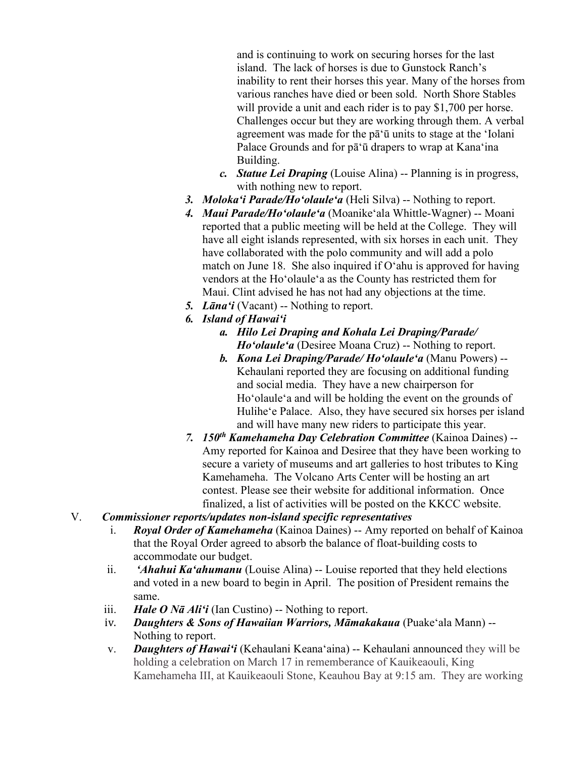and is continuing to work on securing horses for the last island. The lack of horses is due to Gunstock Ranch's inability to rent their horses this year. Many of the horses from various ranches have died or been sold. North Shore Stables will provide a unit and each rider is to pay $1,700 per horse. Challenges occur but they are working through them. A verbal agreement was made for the pāʻū units to stage at the ʻIolani Palace Grounds and for pāʻū drapers to wrap at Kanaʻina Building.

   c. ***Statue Lei Draping*** (Louise Alina) -- Planning is in progress, with nothing new to report.

3. ***Molokaʻi Parade/Hoʻolauleʻa*** (Heli Silva) -- Nothing to report.
4. ***Maui Parade/Hoʻolauleʻa*** (Moanikeʻala Whittle-Wagner) -- Moani reported that a public meeting will be held at the College. They will have all eight islands represented, with six horses in each unit. They have collaborated with the polo community and will add a polo match on June 18. She also inquired if Oʻahu is approved for having vendors at the Hoʻolauleʻa as the County has restricted them for Maui. Clint advised he has not had any objections at the time.
5. ***Lānaʻi*** (Vacant) -- Nothing to report.
6. ***Island of Hawaiʻi***
   a. ***Hilo Lei Draping and Kohala Lei Draping/Parade/ Hoʻolauleʻa*** (Desiree Moana Cruz) -- Nothing to report.
   b. ***Kona Lei Draping/Parade/ Hoʻolauleʻa*** (Manu Powers) -- Kehaulani reported they are focusing on additional funding and social media. They have a new chairperson for Hoʻolauleʻa and will be holding the event on the grounds of Hulíheʻe Palace. Also, they have secured six horses per island and will have many new riders to participate this year.
7. ***150th Kamehameha Day Celebration Committee*** (Kainoa Daines) -- Amy reported for Kainoa and Desiree that they have been working to secure a variety of museums and art galleries to host tributes to King Kamehameha. The Volcano Arts Center will be hosting an art contest. Please see their website for additional information. Once finalized, a list of activities will be posted on the KKCC website.

V. ***Commissioner reports/updates non-island specific representatives***

   i. ***Royal Order of Kamehameha*** (Kainoa Daines) -- Amy reported on behalf of Kainoa that the Royal Order agreed to absorb the balance of float-building costs to accommodate our budget.
   ii. ***ʻAhahui Kaʻahumanu*** (Louise Alina) -- Louise reported that they held elections and voted in a new board to begin in April. The position of President remains the same.
   iii. ***Hale O Nā Aliʻi*** (Ian Custino) -- Nothing to report.
   iv. ***Daughters & Sons of Hawaiian Warriors, Māmakakaua*** (Puakeʻala Mann) -- Nothing to report.
   v. ***Daughters of Hawaiʻi*** (Kehaulani Keanaʻaina) -- Kehaulani announced they will be holding a celebration on March 17 in rememberance of Kauikeaouli, King Kamehameha III, at Kauikeaouli Stone, Keauhou Bay at 9:15 am. They are working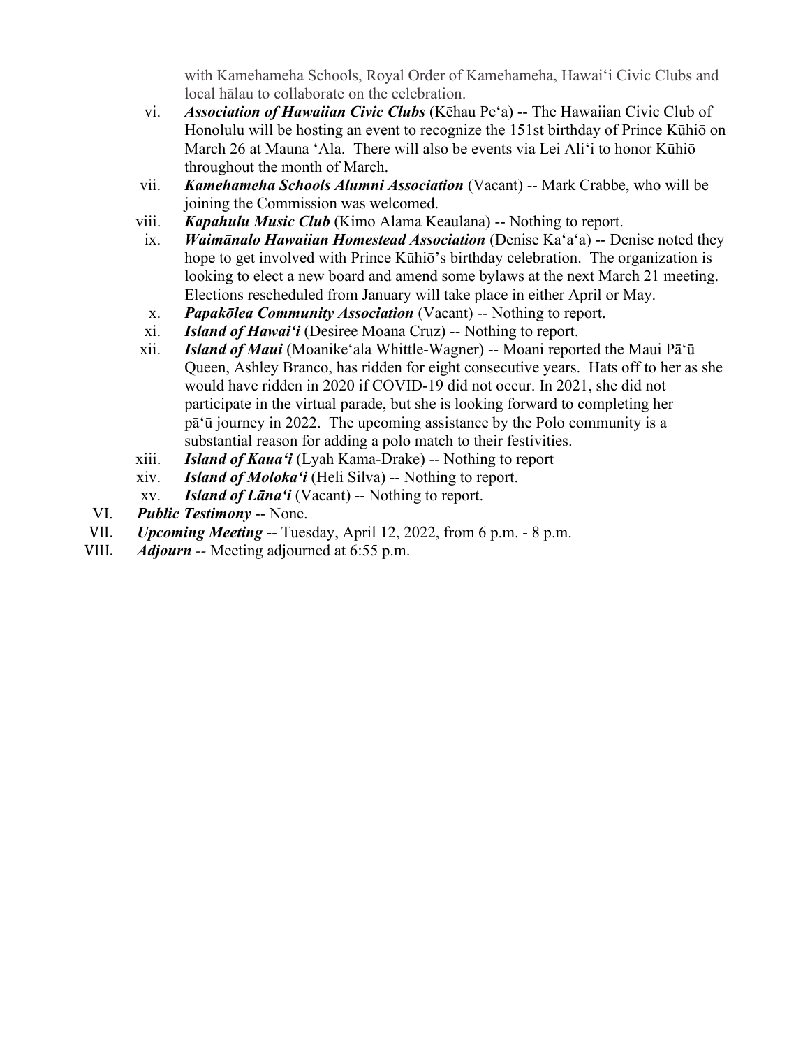with Kamehameha Schools, Royal Order of Kamehameha, Hawaiʻi Civic Clubs and local hālau to collaborate on the celebration.

vi. ***Association of Hawaiian Civic Clubs*** (Kēhau Peʻa) -- The Hawaiian Civic Club of Honolulu will be hosting an event to recognize the 151st birthday of Prince Kūhiō on March 26 at Mauna ʻAla. There will also be events via Lei Aliʻi to honor Kūhiō throughout the month of March.

vii. ***Kamehameha Schools Alumni Association*** (Vacant) -- Mark Crabbe, who will be joining the Commission was welcomed.

viii. ***Kapahulu Music Club*** (Kimo Alama Keaulana) -- Nothing to report.

ix. ***Waimānalo Hawaiian Homestead Association*** (Denise Kaʻaʻa) -- Denise noted they hope to get involved with Prince Kūhiō's birthday celebration. The organization is looking to elect a new board and amend some bylaws at the next March 21 meeting. Elections rescheduled from January will take place in either April or May.

x. ***Papakōlea Community Association*** (Vacant) -- Nothing to report.

xi. ***Island of Hawaiʻi*** (Desiree Moana Cruz) -- Nothing to report.

xii. ***Island of Maui*** (Moanikeʻala Whittle-Wagner) -- Moani reported the Maui Pāʻū Queen, Ashley Branco, has ridden for eight consecutive years. Hats off to her as she would have ridden in 2020 if COVID-19 did not occur. In 2021, she did not participate in the virtual parade, but she is looking forward to completing her pāʻū journey in 2022. The upcoming assistance by the Polo community is a substantial reason for adding a polo match to their festivities.

xiii. ***Island of Kauaʻi*** (Lyah Kama-Drake) -- Nothing to report

xiv. ***Island of Molokaʻi*** (Heli Silva) -- Nothing to report.

xv. ***Island of Lānaʻi*** (Vacant) -- Nothing to report.

VI. ***Public Testimony*** -- None.

VII. ***Upcoming Meeting*** -- Tuesday, April 12, 2022, from 6 p.m. - 8 p.m.

VIII. ***Adjourn*** -- Meeting adjourned at 6:55 p.m.